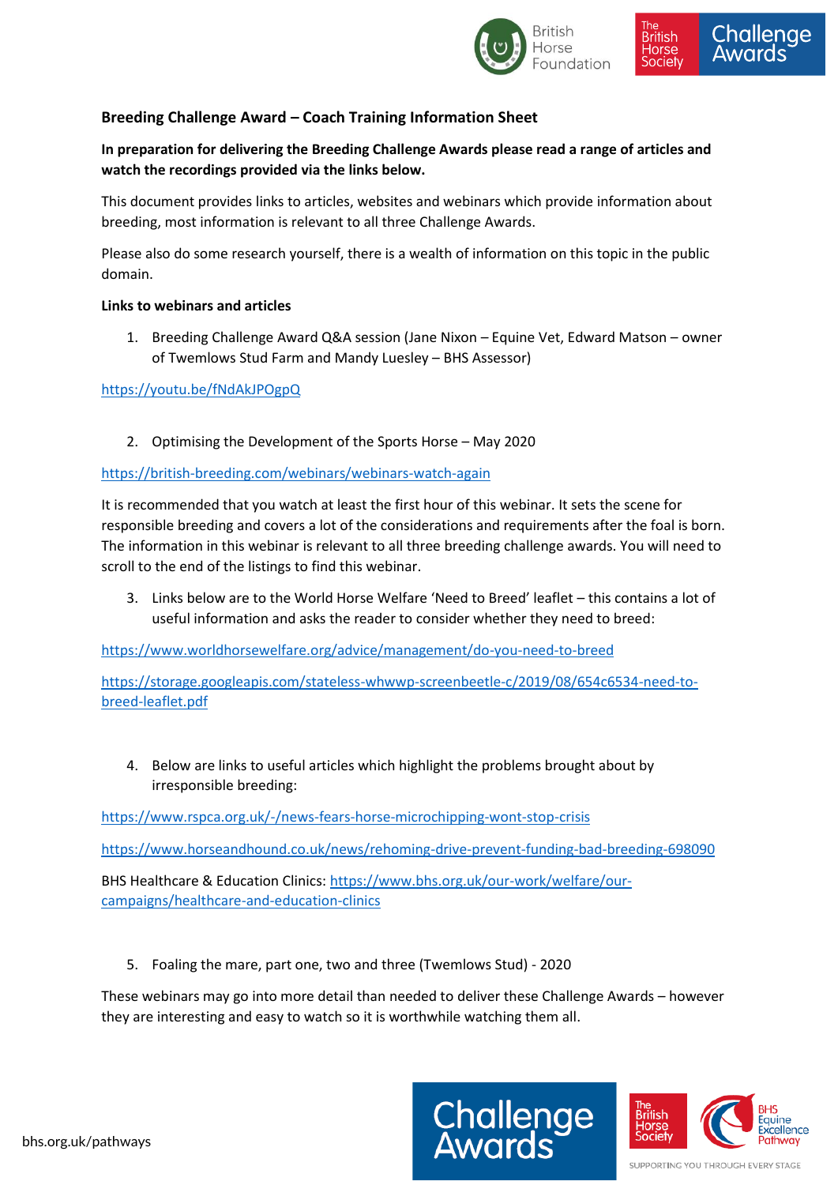## Breeding Challenge Award – Coach Training Information Sheet

**In preparation for delivering the Breeding Challenge Awards please read a range of articles and watch the recordings provided via the links below.**

This document provides links to articles, websites and webinars which provide information about breeding, most information is relevant to all three Challenge Awards.

Please also do some research yourself, there is a wealth of information on this topic in the public domain.

**Links to webinars and articles**

1. Breeding Challenge Award Q&A session (Jane Nixon – Equine Vet, Edward Matson – owner of Twemlows Stud Farm and Mandy Luesley – BHS Assessor)

https://youtu.be/fNdAkJPOgpQ

2. Optimising the Development of the Sports Horse – May 2020

https://british-breeding.com/webinars/webinars-watch-again

It is recommended that you watch at least the first hour of this webinar. It sets the scene for responsible breeding and covers a lot of the considerations and requirements after the foal is born. The information in this webinar is relevant to all three breeding challenge awards. You will need to scroll to the end of the listings to find this webinar.

3. Links below are to the World Horse Welfare 'Need to Breed' leaflet – this contains a lot of useful information and asks the reader to consider whether they need to breed:

https://www.worldhorsewelfare.org/advice/management/do-you-need-to-breed

https://storage.googleapis.com/stateless-whwwp-screenbeetle-c/2019/08/654c6534-need-to-breed-leaflet.pdf

4. Below are links to useful articles which highlight the problems brought about by irresponsible breeding:

https://www.rspca.org.uk/-/news-fears-horse-microchipping-wont-stop-crisis

https://www.horseandhound.co.uk/news/rehoming-drive-prevent-funding-bad-breeding-698090

BHS Healthcare & Education Clinics: https://www.bhs.org.uk/our-work/welfare/our-campaigns/healthcare-and-education-clinics

5. Foaling the mare, part one, two and three (Twemlows Stud) - 2020

These webinars may go into more detail than needed to deliver these Challenge Awards – however they are interesting and easy to watch so it is worthwhile watching them all.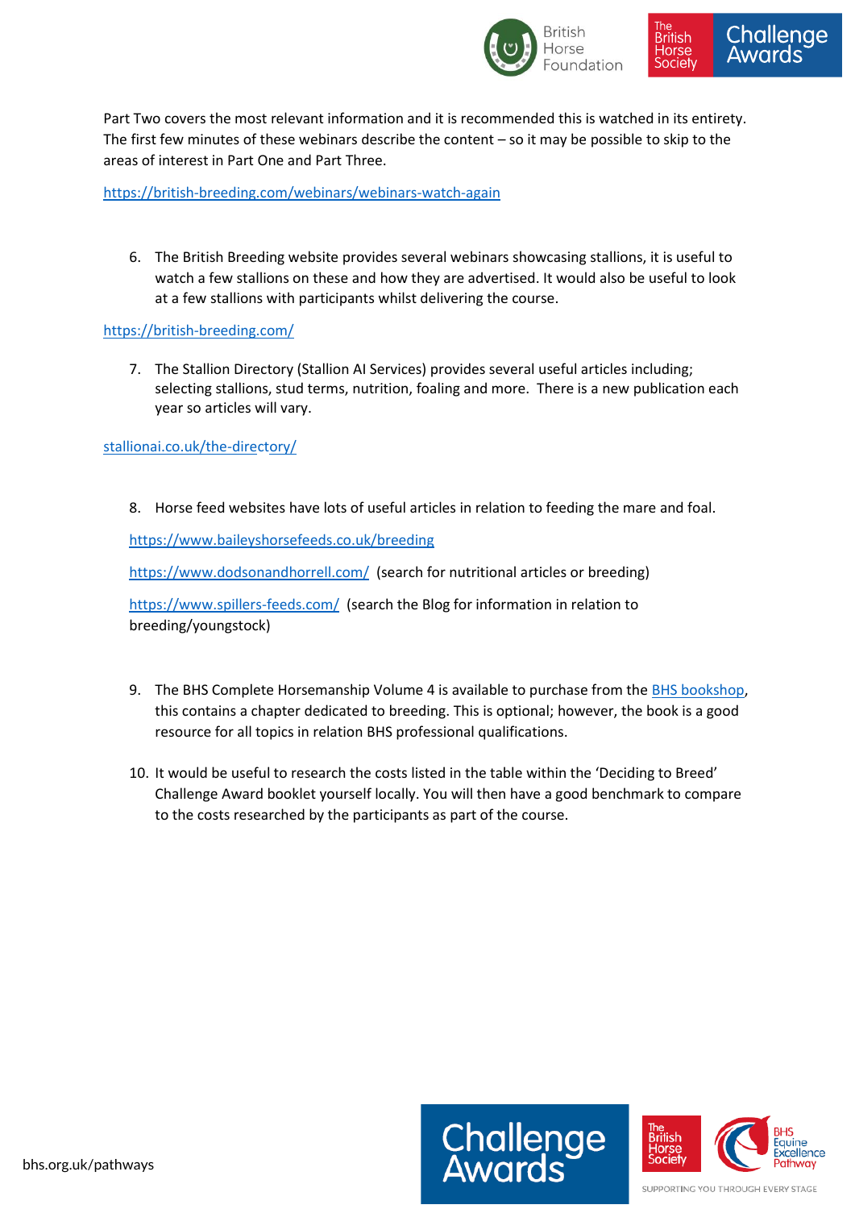Part Two covers the most relevant information and it is recommended this is watched in its entirety. The first few minutes of these webinars describe the content – so it may be possible to skip to the areas of interest in Part One and Part Three.

https://british-breeding.com/webinars/webinars-watch-again

6. The British Breeding website provides several webinars showcasing stallions, it is useful to watch a few stallions on these and how they are advertised. It would also be useful to look at a few stallions with participants whilst delivering the course.

https://british-breeding.com/

7. The Stallion Directory (Stallion AI Services) provides several useful articles including; selecting stallions, stud terms, nutrition, foaling and more. There is a new publication each year so articles will vary.

stallionai.co.uk/the-directory/

8. Horse feed websites have lots of useful articles in relation to feeding the mare and foal.

   https://www.baileyshorsefeeds.co.uk/breeding

   https://www.dodsonandhorrell.com/ (search for nutritional articles or breeding)

   https://www.spillers-feeds.com/ (search the Blog for information in relation to breeding/youngstock)

9. The BHS Complete Horsemanship Volume 4 is available to purchase from the BHS bookshop, this contains a chapter dedicated to breeding. This is optional; however, the book is a good resource for all topics in relation BHS professional qualifications.

10. It would be useful to research the costs listed in the table within the 'Deciding to Breed' Challenge Award booklet yourself locally. You will then have a good benchmark to compare to the costs researched by the participants as part of the course.